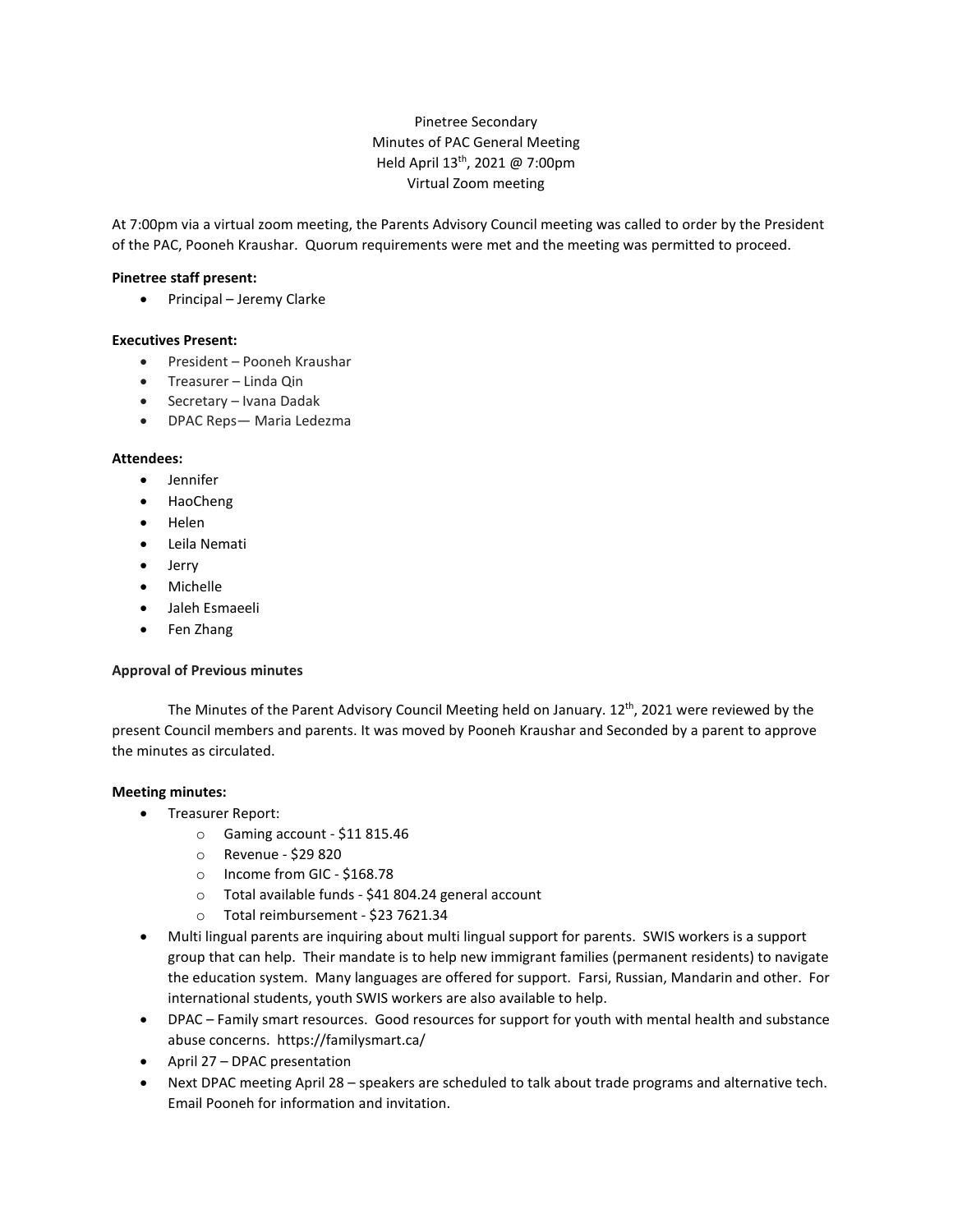Pinetree Secondary
Minutes of PAC General Meeting
Held April 13th, 2021 @ 7:00pm
Virtual Zoom meeting

At 7:00pm via a virtual zoom meeting, the Parents Advisory Council meeting was called to order by the President of the PAC, Pooneh Kraushar. Quorum requirements were met and the meeting was permitted to proceed.

**Pinetree staff present:**

- Principal – Jeremy Clarke

**Executives Present:**

- President – Pooneh Kraushar
- Treasurer – Linda Qin
- Secretary – Ivana Dadak
- DPAC Reps— Maria Ledezma

**Attendees:**

- Jennifer
- HaoCheng
- Helen
- Leila Nemati
- Jerry
- Michelle
- Jaleh Esmaeeli
- Fen Zhang

**Approval of Previous minutes**

The Minutes of the Parent Advisory Council Meeting held on January. 12th, 2021 were reviewed by the present Council members and parents. It was moved by Pooneh Kraushar and Seconded by a parent to approve the minutes as circulated.

**Meeting minutes:**

- Treasurer Report:
  - Gaming account - $11 815.46
  - Revenue - $29 820
  - Income from GIC - $168.78
  - Total available funds - $41 804.24 general account
  - Total reimbursement - $23 7621.34
- Multi lingual parents are inquiring about multi lingual support for parents. SWIS workers is a support group that can help. Their mandate is to help new immigrant families (permanent residents) to navigate the education system. Many languages are offered for support. Farsi, Russian, Mandarin and other. For international students, youth SWIS workers are also available to help.
- DPAC – Family smart resources. Good resources for support for youth with mental health and substance abuse concerns. https://familysmart.ca/
- April 27 – DPAC presentation
- Next DPAC meeting April 28 – speakers are scheduled to talk about trade programs and alternative tech. Email Pooneh for information and invitation.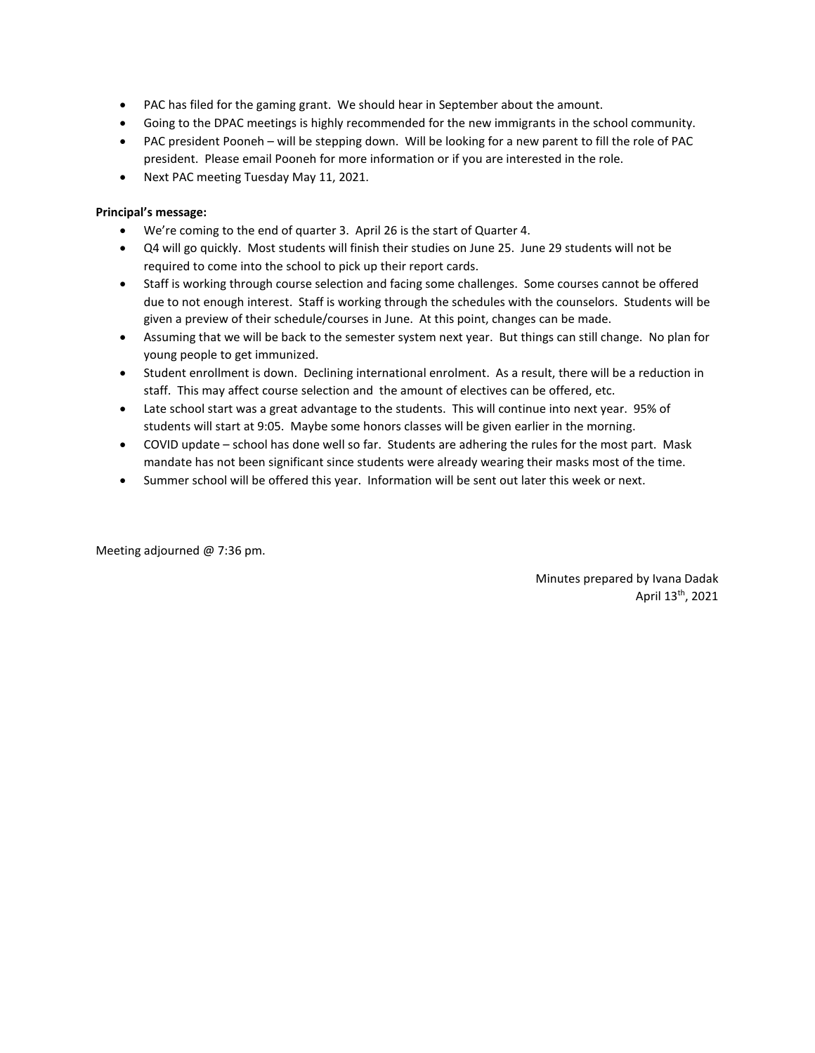- PAC has filed for the gaming grant. We should hear in September about the amount.
- Going to the DPAC meetings is highly recommended for the new immigrants in the school community.
- PAC president Pooneh – will be stepping down. Will be looking for a new parent to fill the role of PAC president. Please email Pooneh for more information or if you are interested in the role.
- Next PAC meeting Tuesday May 11, 2021.

**Principal's message:**

- We're coming to the end of quarter 3. April 26 is the start of Quarter 4.
- Q4 will go quickly. Most students will finish their studies on June 25. June 29 students will not be required to come into the school to pick up their report cards.
- Staff is working through course selection and facing some challenges. Some courses cannot be offered due to not enough interest. Staff is working through the schedules with the counselors. Students will be given a preview of their schedule/courses in June. At this point, changes can be made.
- Assuming that we will be back to the semester system next year. But things can still change. No plan for young people to get immunized.
- Student enrollment is down. Declining international enrolment. As a result, there will be a reduction in staff. This may affect course selection and the amount of electives can be offered, etc.
- Late school start was a great advantage to the students. This will continue into next year. 95% of students will start at 9:05. Maybe some honors classes will be given earlier in the morning.
- COVID update – school has done well so far. Students are adhering the rules for the most part. Mask mandate has not been significant since students were already wearing their masks most of the time.
- Summer school will be offered this year. Information will be sent out later this week or next.

Meeting adjourned @ 7:36 pm.

Minutes prepared by Ivana Dadak
April 13th, 2021